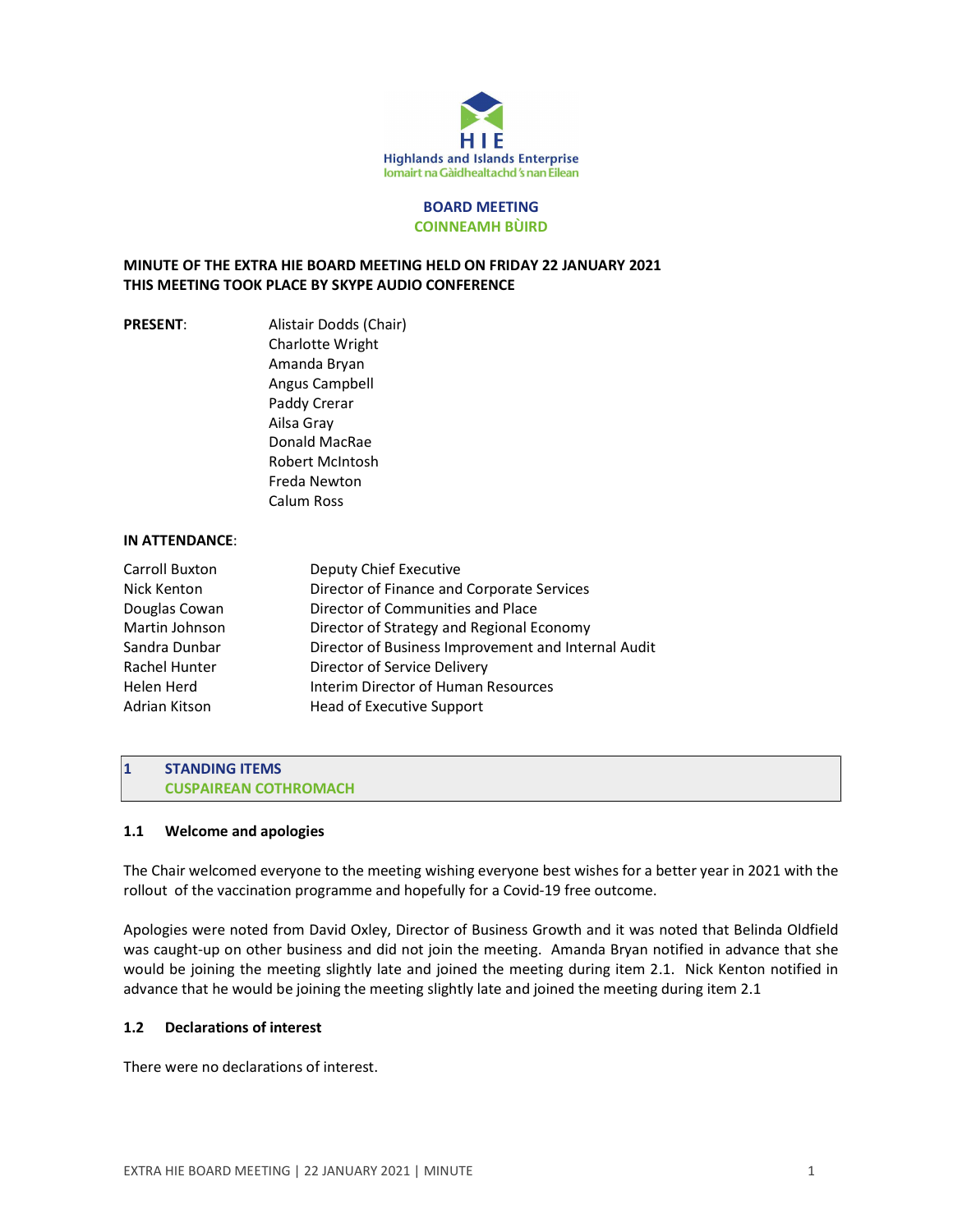Highlands and Islands Enterprise
Iomairt na Gàidhealtachd 's nan Eilean

# BOARD MEETING
# COINNEAMH BÙIRD

**MINUTE OF THE EXTRA HIE BOARD MEETING HELD ON FRIDAY 22 JANUARY 2021**
**THIS MEETING TOOK PLACE BY SKYPE AUDIO CONFERENCE**

**PRESENT**:

Alistair Dodds (Chair)
Charlotte Wright
Amanda Bryan
Angus Campbell
Paddy Crerar
Ailsa Gray
Donald MacRae
Robert McIntosh
Freda Newton
Calum Ross

**IN ATTENDANCE**:

| | |
|---|---|
| Carroll Buxton | Deputy Chief Executive |
| Nick Kenton | Director of Finance and Corporate Services |
| Douglas Cowan | Director of Communities and Place |
| Martin Johnson | Director of Strategy and Regional Economy |
| Sandra Dunbar | Director of Business Improvement and Internal Audit |
| Rachel Hunter | Director of Service Delivery |
| Helen Herd | Interim Director of Human Resources |
| Adrian Kitson | Head of Executive Support |

## 1 STANDING ITEMS
## CUSPAIREAN COTHROMACH

### 1.1 Welcome and apologies

The Chair welcomed everyone to the meeting wishing everyone best wishes for a better year in 2021 with the rollout of the vaccination programme and hopefully for a Covid-19 free outcome.

Apologies were noted from David Oxley, Director of Business Growth and it was noted that Belinda Oldfield was caught-up on other business and did not join the meeting. Amanda Bryan notified in advance that she would be joining the meeting slightly late and joined the meeting during item 2.1. Nick Kenton notified in advance that he would be joining the meeting slightly late and joined the meeting during item 2.1

### 1.2 Declarations of interest

There were no declarations of interest.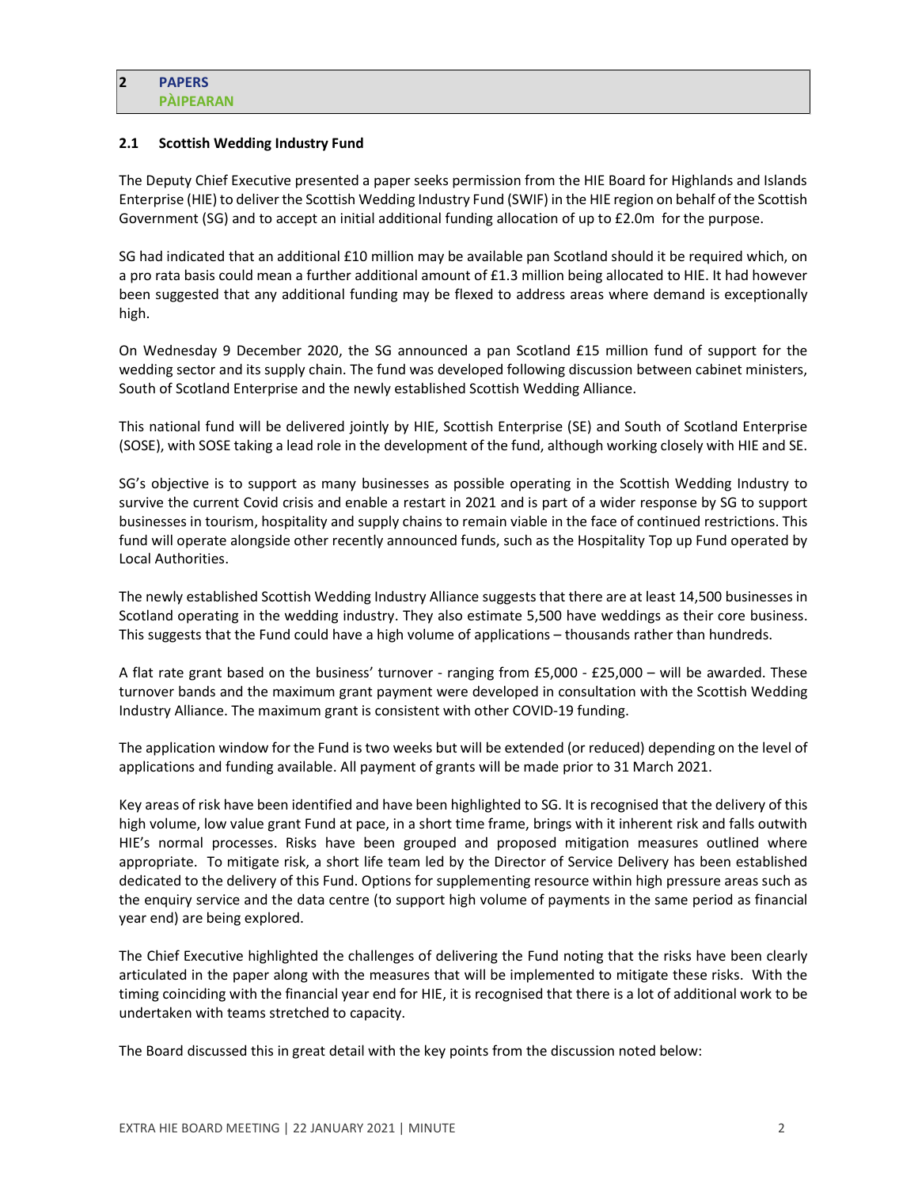## 2 PAPERS
## PÀIPEARAN

### 2.1 Scottish Wedding Industry Fund

The Deputy Chief Executive presented a paper seeks permission from the HIE Board for Highlands and Islands Enterprise (HIE) to deliver the Scottish Wedding Industry Fund (SWIF) in the HIE region on behalf of the Scottish Government (SG) and to accept an initial additional funding allocation of up to £2.0m for the purpose.

SG had indicated that an additional £10 million may be available pan Scotland should it be required which, on a pro rata basis could mean a further additional amount of £1.3 million being allocated to HIE. It had however been suggested that any additional funding may be flexed to address areas where demand is exceptionally high.

On Wednesday 9 December 2020, the SG announced a pan Scotland £15 million fund of support for the wedding sector and its supply chain. The fund was developed following discussion between cabinet ministers, South of Scotland Enterprise and the newly established Scottish Wedding Alliance.

This national fund will be delivered jointly by HIE, Scottish Enterprise (SE) and South of Scotland Enterprise (SOSE), with SOSE taking a lead role in the development of the fund, although working closely with HIE and SE.

SG's objective is to support as many businesses as possible operating in the Scottish Wedding Industry to survive the current Covid crisis and enable a restart in 2021 and is part of a wider response by SG to support businesses in tourism, hospitality and supply chains to remain viable in the face of continued restrictions. This fund will operate alongside other recently announced funds, such as the Hospitality Top up Fund operated by Local Authorities.

The newly established Scottish Wedding Industry Alliance suggests that there are at least 14,500 businesses in Scotland operating in the wedding industry. They also estimate 5,500 have weddings as their core business. This suggests that the Fund could have a high volume of applications – thousands rather than hundreds.

A flat rate grant based on the business' turnover - ranging from £5,000 - £25,000 – will be awarded. These turnover bands and the maximum grant payment were developed in consultation with the Scottish Wedding Industry Alliance. The maximum grant is consistent with other COVID-19 funding.

The application window for the Fund is two weeks but will be extended (or reduced) depending on the level of applications and funding available. All payment of grants will be made prior to 31 March 2021.

Key areas of risk have been identified and have been highlighted to SG. It is recognised that the delivery of this high volume, low value grant Fund at pace, in a short time frame, brings with it inherent risk and falls outwith HIE's normal processes. Risks have been grouped and proposed mitigation measures outlined where appropriate. To mitigate risk, a short life team led by the Director of Service Delivery has been established dedicated to the delivery of this Fund. Options for supplementing resource within high pressure areas such as the enquiry service and the data centre (to support high volume of payments in the same period as financial year end) are being explored.

The Chief Executive highlighted the challenges of delivering the Fund noting that the risks have been clearly articulated in the paper along with the measures that will be implemented to mitigate these risks. With the timing coinciding with the financial year end for HIE, it is recognised that there is a lot of additional work to be undertaken with teams stretched to capacity.

The Board discussed this in great detail with the key points from the discussion noted below: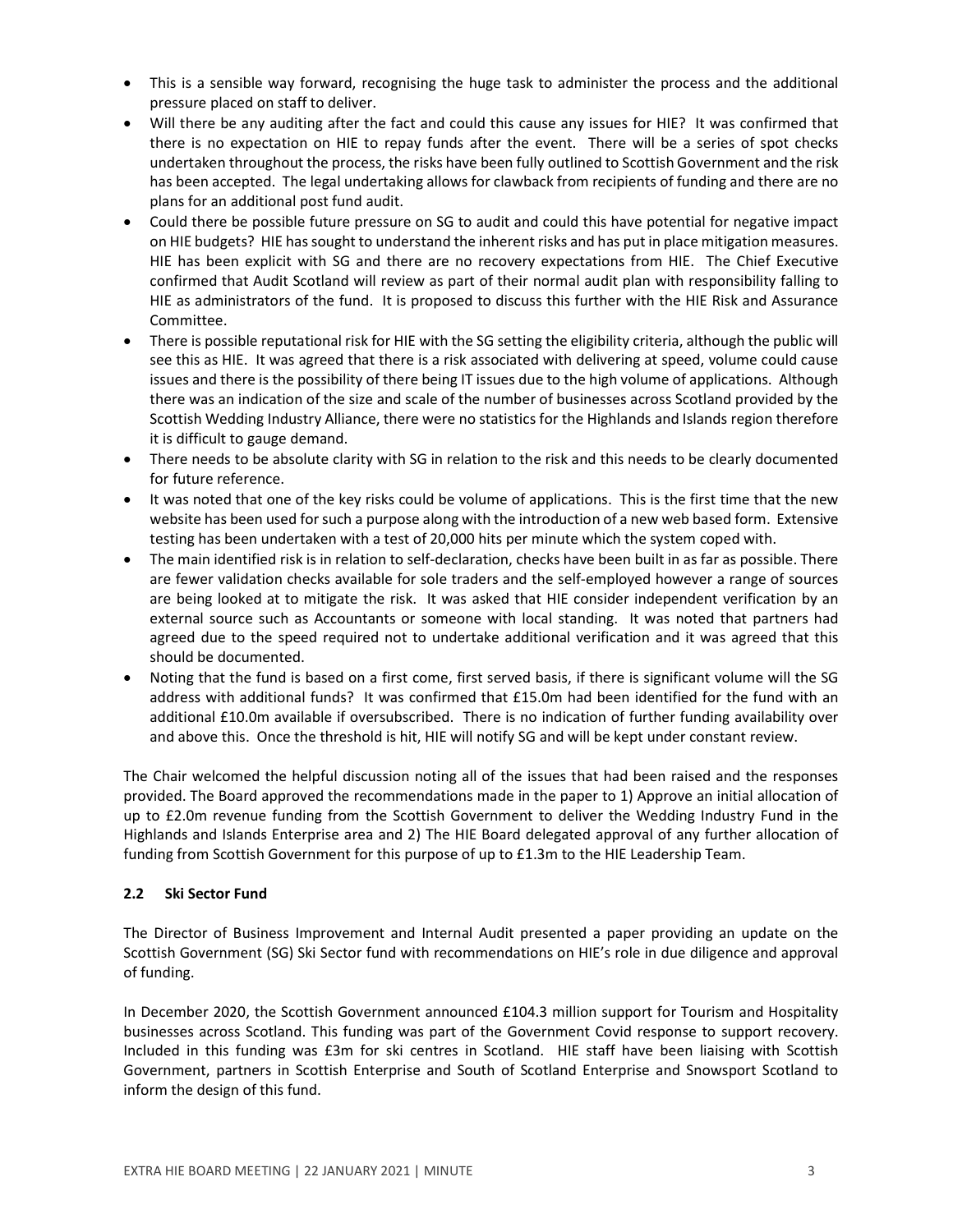- This is a sensible way forward, recognising the huge task to administer the process and the additional pressure placed on staff to deliver.
- Will there be any auditing after the fact and could this cause any issues for HIE? It was confirmed that there is no expectation on HIE to repay funds after the event. There will be a series of spot checks undertaken throughout the process, the risks have been fully outlined to Scottish Government and the risk has been accepted. The legal undertaking allows for clawback from recipients of funding and there are no plans for an additional post fund audit.
- Could there be possible future pressure on SG to audit and could this have potential for negative impact on HIE budgets? HIE has sought to understand the inherent risks and has put in place mitigation measures. HIE has been explicit with SG and there are no recovery expectations from HIE. The Chief Executive confirmed that Audit Scotland will review as part of their normal audit plan with responsibility falling to HIE as administrators of the fund. It is proposed to discuss this further with the HIE Risk and Assurance Committee.
- There is possible reputational risk for HIE with the SG setting the eligibility criteria, although the public will see this as HIE. It was agreed that there is a risk associated with delivering at speed, volume could cause issues and there is the possibility of there being IT issues due to the high volume of applications. Although there was an indication of the size and scale of the number of businesses across Scotland provided by the Scottish Wedding Industry Alliance, there were no statistics for the Highlands and Islands region therefore it is difficult to gauge demand.
- There needs to be absolute clarity with SG in relation to the risk and this needs to be clearly documented for future reference.
- It was noted that one of the key risks could be volume of applications. This is the first time that the new website has been used for such a purpose along with the introduction of a new web based form. Extensive testing has been undertaken with a test of 20,000 hits per minute which the system coped with.
- The main identified risk is in relation to self-declaration, checks have been built in as far as possible. There are fewer validation checks available for sole traders and the self-employed however a range of sources are being looked at to mitigate the risk. It was asked that HIE consider independent verification by an external source such as Accountants or someone with local standing. It was noted that partners had agreed due to the speed required not to undertake additional verification and it was agreed that this should be documented.
- Noting that the fund is based on a first come, first served basis, if there is significant volume will the SG address with additional funds? It was confirmed that £15.0m had been identified for the fund with an additional £10.0m available if oversubscribed. There is no indication of further funding availability over and above this. Once the threshold is hit, HIE will notify SG and will be kept under constant review.

The Chair welcomed the helpful discussion noting all of the issues that had been raised and the responses provided. The Board approved the recommendations made in the paper to 1) Approve an initial allocation of up to £2.0m revenue funding from the Scottish Government to deliver the Wedding Industry Fund in the Highlands and Islands Enterprise area and 2) The HIE Board delegated approval of any further allocation of funding from Scottish Government for this purpose of up to £1.3m to the HIE Leadership Team.

### 2.2 Ski Sector Fund

The Director of Business Improvement and Internal Audit presented a paper providing an update on the Scottish Government (SG) Ski Sector fund with recommendations on HIE's role in due diligence and approval of funding.

In December 2020, the Scottish Government announced £104.3 million support for Tourism and Hospitality businesses across Scotland. This funding was part of the Government Covid response to support recovery. Included in this funding was £3m for ski centres in Scotland. HIE staff have been liaising with Scottish Government, partners in Scottish Enterprise and South of Scotland Enterprise and Snowsport Scotland to inform the design of this fund.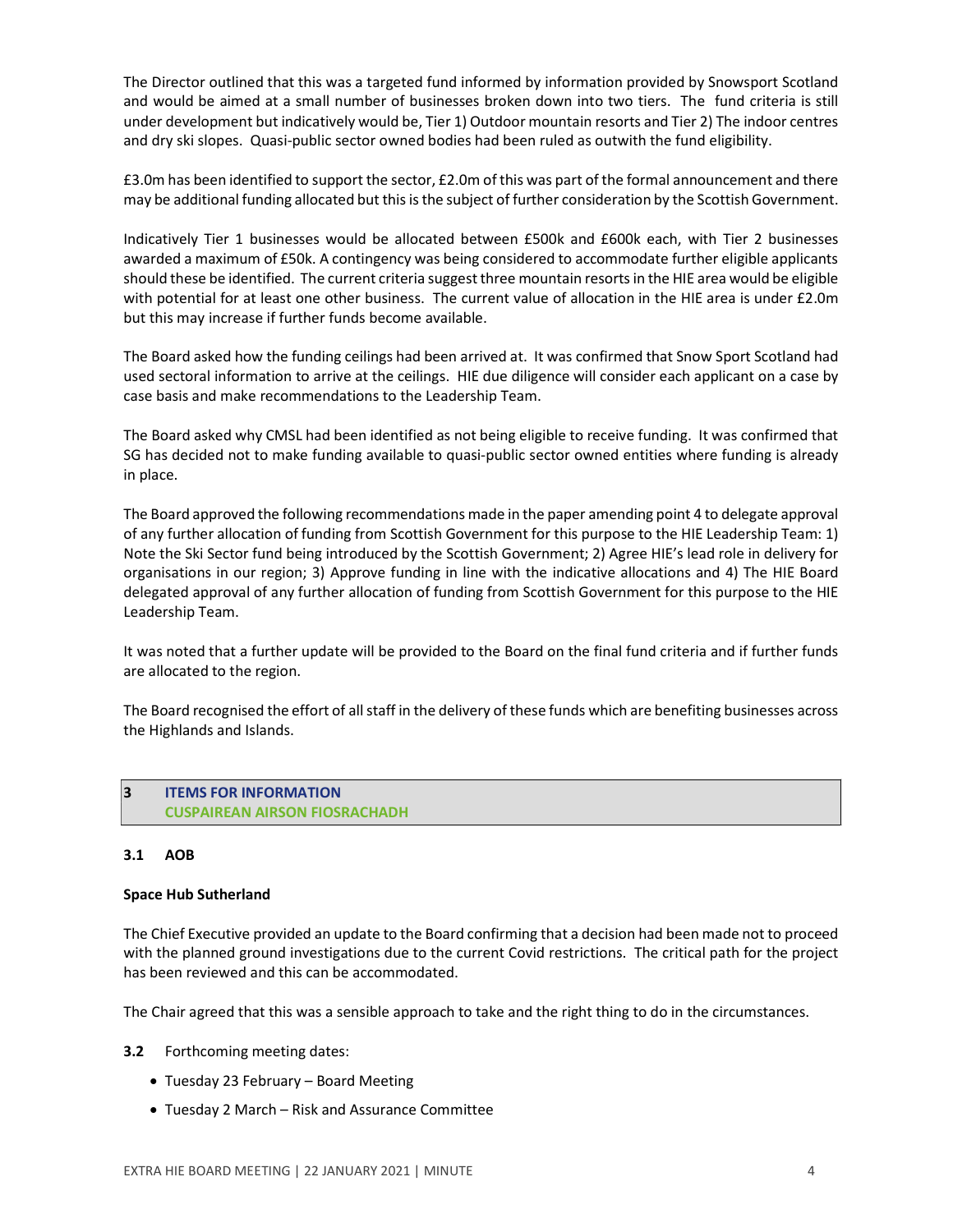The Director outlined that this was a targeted fund informed by information provided by Snowsport Scotland and would be aimed at a small number of businesses broken down into two tiers. The fund criteria is still under development but indicatively would be, Tier 1) Outdoor mountain resorts and Tier 2) The indoor centres and dry ski slopes. Quasi-public sector owned bodies had been ruled as outwith the fund eligibility.

£3.0m has been identified to support the sector, £2.0m of this was part of the formal announcement and there may be additional funding allocated but this is the subject of further consideration by the Scottish Government.

Indicatively Tier 1 businesses would be allocated between £500k and £600k each, with Tier 2 businesses awarded a maximum of £50k. A contingency was being considered to accommodate further eligible applicants should these be identified. The current criteria suggest three mountain resorts in the HIE area would be eligible with potential for at least one other business. The current value of allocation in the HIE area is under £2.0m but this may increase if further funds become available.

The Board asked how the funding ceilings had been arrived at. It was confirmed that Snow Sport Scotland had used sectoral information to arrive at the ceilings. HIE due diligence will consider each applicant on a case by case basis and make recommendations to the Leadership Team.

The Board asked why CMSL had been identified as not being eligible to receive funding. It was confirmed that SG has decided not to make funding available to quasi-public sector owned entities where funding is already in place.

The Board approved the following recommendations made in the paper amending point 4 to delegate approval of any further allocation of funding from Scottish Government for this purpose to the HIE Leadership Team: 1) Note the Ski Sector fund being introduced by the Scottish Government; 2) Agree HIE's lead role in delivery for organisations in our region; 3) Approve funding in line with the indicative allocations and 4) The HIE Board delegated approval of any further allocation of funding from Scottish Government for this purpose to the HIE Leadership Team.

It was noted that a further update will be provided to the Board on the final fund criteria and if further funds are allocated to the region.

The Board recognised the effort of all staff in the delivery of these funds which are benefiting businesses across the Highlands and Islands.

## 3 ITEMS FOR INFORMATION
## CUSPAIREAN AIRSON FIOSRACHADH

### 3.1 AOB

**Space Hub Sutherland**

The Chief Executive provided an update to the Board confirming that a decision had been made not to proceed with the planned ground investigations due to the current Covid restrictions. The critical path for the project has been reviewed and this can be accommodated.

The Chair agreed that this was a sensible approach to take and the right thing to do in the circumstances.

**3.2** Forthcoming meeting dates:

- Tuesday 23 February – Board Meeting
- Tuesday 2 March – Risk and Assurance Committee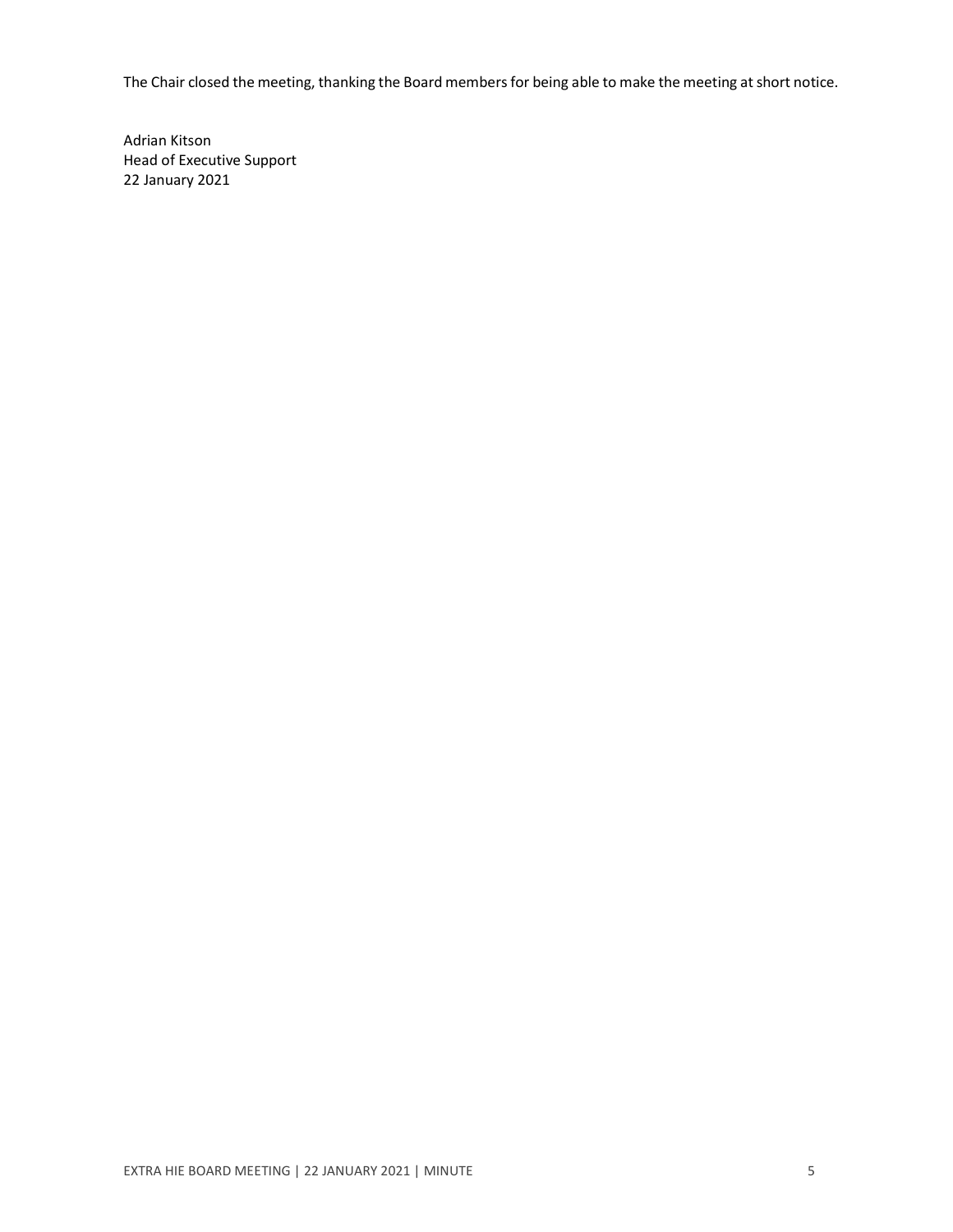The Chair closed the meeting, thanking the Board members for being able to make the meeting at short notice.

Adrian Kitson
Head of Executive Support
22 January 2021